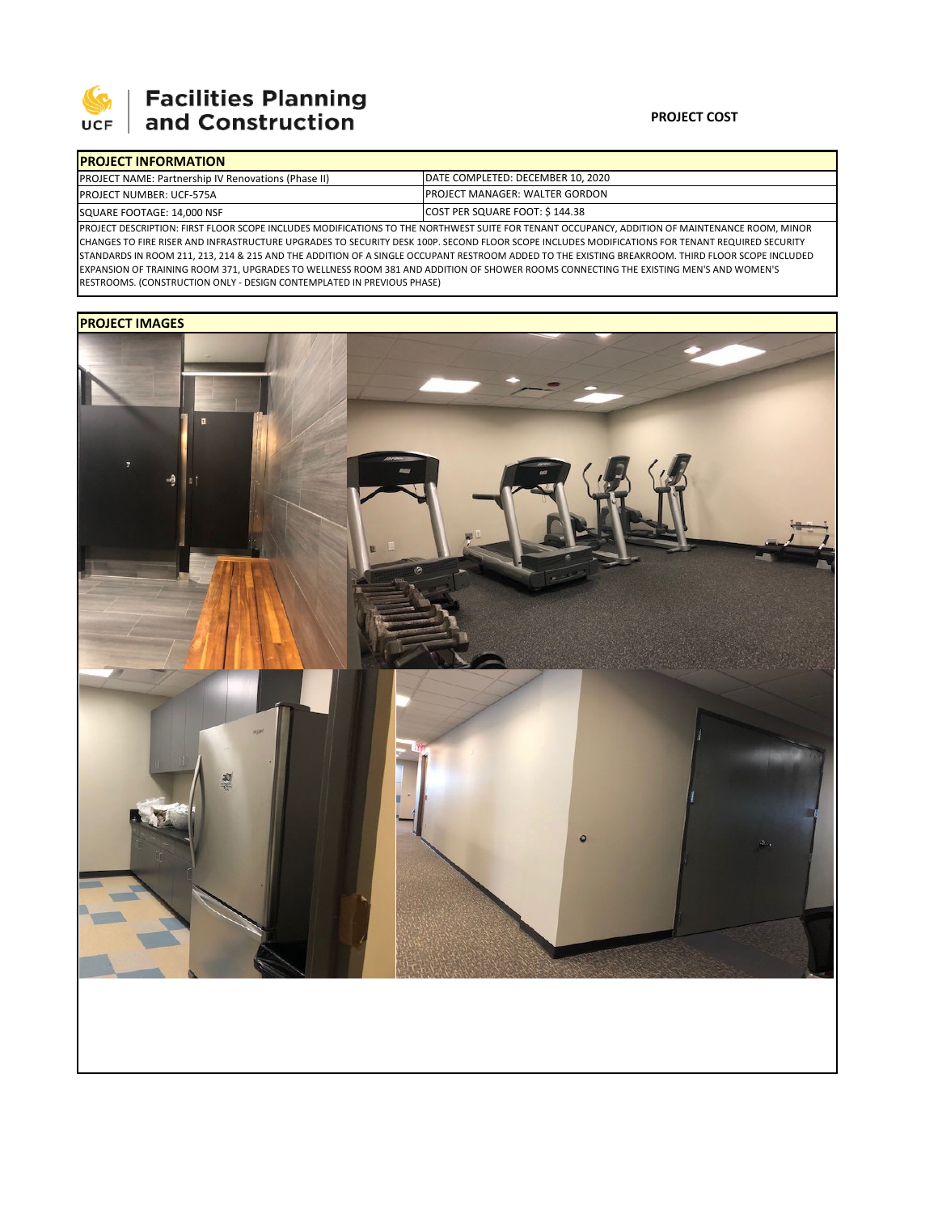# Facilities Planning and Construction

**PROJECT COST**

## PROJECT INFORMATION

| | |
|---|---|
| PROJECT NAME: Partnership IV Renovations (Phase II) | DATE COMPLETED: DECEMBER 10, 2020 |
| PROJECT NUMBER: UCF-575A | PROJECT MANAGER: WALTER GORDON |
| SQUARE FOOTAGE: 14,000 NSF | COST PER SQUARE FOOT: $ 144.38 |

PROJECT DESCRIPTION: FIRST FLOOR SCOPE INCLUDES MODIFICATIONS TO THE NORTHWEST SUITE FOR TENANT OCCUPANCY, ADDITION OF MAINTENANCE ROOM, MINOR CHANGES TO FIRE RISER AND INFRASTRUCTURE UPGRADES TO SECURITY DESK 100P. SECOND FLOOR SCOPE INCLUDES MODIFICATIONS FOR TENANT REQUIRED SECURITY STANDARDS IN ROOM 211, 213, 214 & 215 AND THE ADDITION OF A SINGLE OCCUPANT RESTROOM ADDED TO THE EXISTING BREAKROOM. THIRD FLOOR SCOPE INCLUDED EXPANSION OF TRAINING ROOM 371, UPGRADES TO WELLNESS ROOM 381 AND ADDITION OF SHOWER ROOMS CONNECTING THE EXISTING MEN'S AND WOMEN'S RESTROOMS. (CONSTRUCTION ONLY - DESIGN CONTEMPLATED IN PREVIOUS PHASE)

## PROJECT IMAGES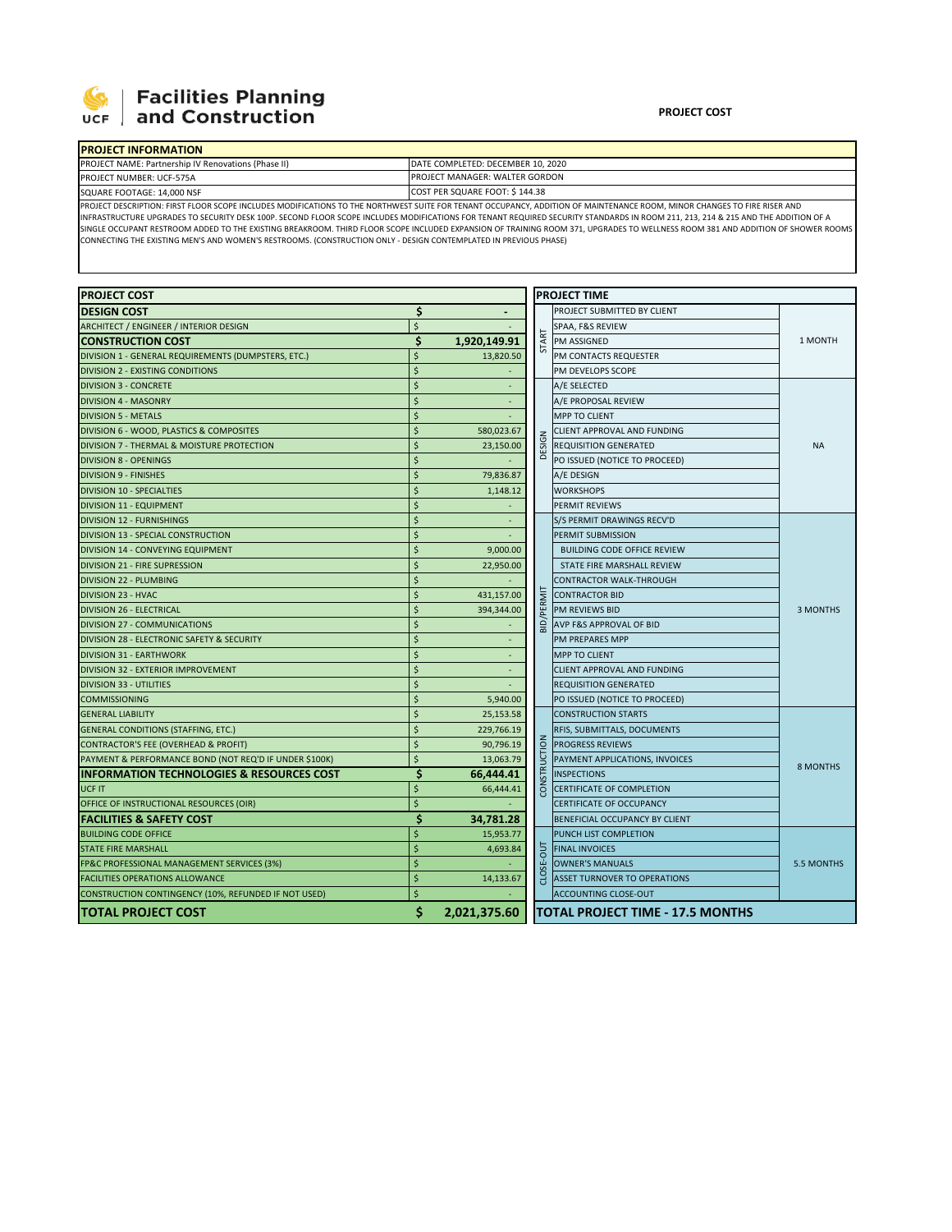**Facilities Planning and Construction**

**PROJECT COST**

| **PROJECT INFORMATION** | |
|---|---|
| PROJECT NAME: Partnership IV Renovations (Phase II) | DATE COMPLETED: DECEMBER 10, 2020 |
| PROJECT NUMBER: UCF-575A | PROJECT MANAGER: WALTER GORDON |
| SQUARE FOOTAGE: 14,000 NSF | COST PER SQUARE FOOT: $ 144.38 |

PROJECT DESCRIPTION: FIRST FLOOR SCOPE INCLUDES MODIFICATIONS TO THE NORTHWEST SUITE FOR TENANT OCCUPANCY, ADDITION OF MAINTENANCE ROOM, MINOR CHANGES TO FIRE RISER AND INFRASTRUCTURE UPGRADES TO SECURITY DESK 100P. SECOND FLOOR SCOPE INCLUDES MODIFICATIONS FOR TENANT REQUIRED SECURITY STANDARDS IN ROOM 211, 213, 214 & 215 AND THE ADDITION OF A SINGLE OCCUPANT RESTROOM ADDED TO THE EXISTING BREAKROOM. THIRD FLOOR SCOPE INCLUDED EXPANSION OF TRAINING ROOM 371, UPGRADES TO WELLNESS ROOM 381 AND ADDITION OF SHOWER ROOMS CONNECTING THE EXISTING MEN'S AND WOMEN'S RESTROOMS. (CONSTRUCTION ONLY - DESIGN CONTEMPLATED IN PREVIOUS PHASE)

| **PROJECT COST** | | |
|---|---|---|
| **DESIGN COST** | **$** | **-** |
| ARCHITECT / ENGINEER / INTERIOR DESIGN | $ | - |
| **CONSTRUCTION COST** | **$** | **1,920,149.91** |
| DIVISION 1 - GENERAL REQUIREMENTS (DUMPSTERS, ETC.) | $ | 13,820.50 |
| DIVISION 2 - EXISTING CONDITIONS | $ | - |
| DIVISION 3 - CONCRETE | $ | - |
| DIVISION 4 - MASONRY | $ | - |
| DIVISION 5 - METALS | $ | - |
| DIVISION 6 - WOOD, PLASTICS & COMPOSITES | $ | 580,023.67 |
| DIVISION 7 - THERMAL & MOISTURE PROTECTION | $ | 23,150.00 |
| DIVISION 8 - OPENINGS | $ | - |
| DIVISION 9 - FINISHES | $ | 79,836.87 |
| DIVISION 10 - SPECIALTIES | $ | 1,148.12 |
| DIVISION 11 - EQUIPMENT | $ | - |
| DIVISION 12 - FURNISHINGS | $ | - |
| DIVISION 13 - SPECIAL CONSTRUCTION | $ | - |
| DIVISION 14 - CONVEYING EQUIPMENT | $ | 9,000.00 |
| DIVISION 21 - FIRE SUPRESSION | $ | 22,950.00 |
| DIVISION 22 - PLUMBING | $ | - |
| DIVISION 23 - HVAC | $ | 431,157.00 |
| DIVISION 26 - ELECTRICAL | $ | 394,344.00 |
| DIVISION 27 - COMMUNICATIONS | $ | - |
| DIVISION 28 - ELECTRONIC SAFETY & SECURITY | $ | - |
| DIVISION 31 - EARTHWORK | $ | - |
| DIVISION 32 - EXTERIOR IMPROVEMENT | $ | - |
| DIVISION 33 - UTILITIES | $ | - |
| COMMISSIONING | $ | 5,940.00 |
| GENERAL LIABILITY | $ | 25,153.58 |
| GENERAL CONDITIONS (STAFFING, ETC.) | $ | 229,766.19 |
| CONTRACTOR'S FEE (OVERHEAD & PROFIT) | $ | 90,796.19 |
| PAYMENT & PERFORMANCE BOND (NOT REQ'D IF UNDER $100K) | $ | 13,063.79 |
| **INFORMATION TECHNOLOGIES & RESOURCES COST** | **$** | **66,444.41** |
| UCF IT | $ | 66,444.41 |
| OFFICE OF INSTRUCTIONAL RESOURCES (OIR) | $ | - |
| **FACILITIES & SAFETY COST** | **$** | **34,781.28** |
| BUILDING CODE OFFICE | $ | 15,953.77 |
| STATE FIRE MARSHALL | $ | 4,693.84 |
| FP&C PROFESSIONAL MANAGEMENT SERVICES (3%) | $ | - |
| FACILITIES OPERATIONS ALLOWANCE | $ | 14,133.67 |
| CONSTRUCTION CONTINGENCY (10%, REFUNDED IF NOT USED) | $ | - |
| **TOTAL PROJECT COST** | **$** | **2,021,375.60** |

| **PROJECT TIME** | | |
|---|---|---|
| START | PROJECT SUBMITTED BY CLIENT | 1 MONTH |
| | SPAA, F&S REVIEW | |
| | PM ASSIGNED | |
| | PM CONTACTS REQUESTER | |
| | PM DEVELOPS SCOPE | |
| DESIGN | A/E SELECTED | NA |
| | A/E PROPOSAL REVIEW | |
| | MPP TO CLIENT | |
| | CLIENT APPROVAL AND FUNDING | |
| | REQUISITION GENERATED | |
| | PO ISSUED (NOTICE TO PROCEED) | |
| | A/E DESIGN | |
| | WORKSHOPS | |
| | PERMIT REVIEWS | |
| BID/PERMIT | S/S PERMIT DRAWINGS RECV'D | 3 MONTHS |
| | PERMIT SUBMISSION | |
| | BUILDING CODE OFFICE REVIEW | |
| | STATE FIRE MARSHALL REVIEW | |
| | CONTRACTOR WALK-THROUGH | |
| | CONTRACTOR BID | |
| | PM REVIEWS BID | |
| | AVP F&S APPROVAL OF BID | |
| | PM PREPARES MPP | |
| | MPP TO CLIENT | |
| | CLIENT APPROVAL AND FUNDING | |
| | REQUISITION GENERATED | |
| | PO ISSUED (NOTICE TO PROCEED) | |
| CONSTRUCTION | CONSTRUCTION STARTS | 8 MONTHS |
| | RFIS, SUBMITTALS, DOCUMENTS | |
| | PROGRESS REVIEWS | |
| | PAYMENT APPLICATIONS, INVOICES | |
| | INSPECTIONS | |
| | CERTIFICATE OF COMPLETION | |
| | CERTIFICATE OF OCCUPANCY | |
| | BENEFICIAL OCCUPANCY BY CLIENT | |
| CLOSE-OUT | PUNCH LIST COMPLETION | 5.5 MONTHS |
| | FINAL INVOICES | |
| | OWNER'S MANUALS | |
| | ASSET TURNOVER TO OPERATIONS | |
| | ACCOUNTING CLOSE-OUT | |
| **TOTAL PROJECT TIME - 17.5 MONTHS** | | |